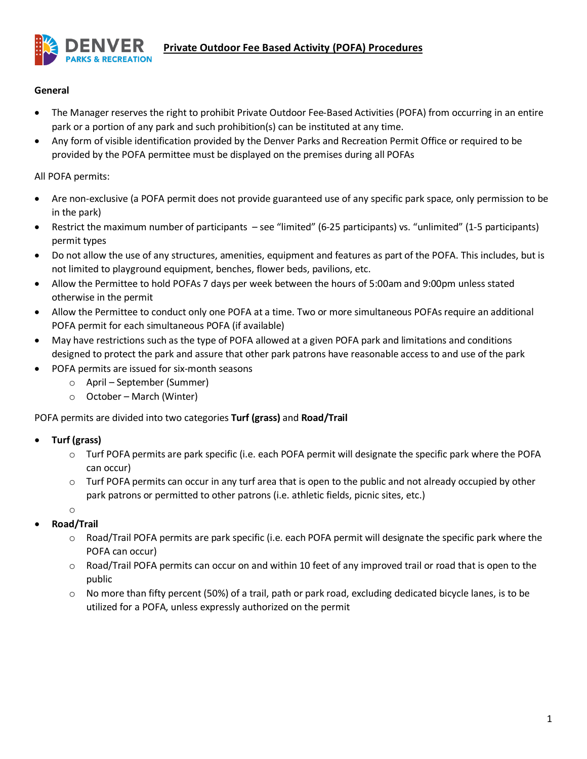# Private Outdoor Fee Based Activity (POFA) Procedures

**General**

- The Manager reserves the right to prohibit Private Outdoor Fee-Based Activities (POFA) from occurring in an entire park or a portion of any park and such prohibition(s) can be instituted at any time.
- Any form of visible identification provided by the Denver Parks and Recreation Permit Office or required to be provided by the POFA permittee must be displayed on the premises during all POFAs

All POFA permits:

- Are non-exclusive (a POFA permit does not provide guaranteed use of any specific park space, only permission to be in the park)
- Restrict the maximum number of participants – see "limited" (6-25 participants) vs. "unlimited" (1-5 participants) permit types
- Do not allow the use of any structures, amenities, equipment and features as part of the POFA. This includes, but is not limited to playground equipment, benches, flower beds, pavilions, etc.
- Allow the Permittee to hold POFAs 7 days per week between the hours of 5:00am and 9:00pm unless stated otherwise in the permit
- Allow the Permittee to conduct only one POFA at a time. Two or more simultaneous POFAs require an additional POFA permit for each simultaneous POFA (if available)
- May have restrictions such as the type of POFA allowed at a given POFA park and limitations and conditions designed to protect the park and assure that other park patrons have reasonable access to and use of the park
- POFA permits are issued for six-month seasons
  - April – September (Summer)
  - October – March (Winter)

POFA permits are divided into two categories **Turf (grass)** and **Road/Trail**

- **Turf (grass)**
  - Turf POFA permits are park specific (i.e. each POFA permit will designate the specific park where the POFA can occur)
  - Turf POFA permits can occur in any turf area that is open to the public and not already occupied by other park patrons or permitted to other patrons (i.e. athletic fields, picnic sites, etc.)
- **Road/Trail**
  - Road/Trail POFA permits are park specific (i.e. each POFA permit will designate the specific park where the POFA can occur)
  - Road/Trail POFA permits can occur on and within 10 feet of any improved trail or road that is open to the public
  - No more than fifty percent (50%) of a trail, path or park road, excluding dedicated bicycle lanes, is to be utilized for a POFA, unless expressly authorized on the permit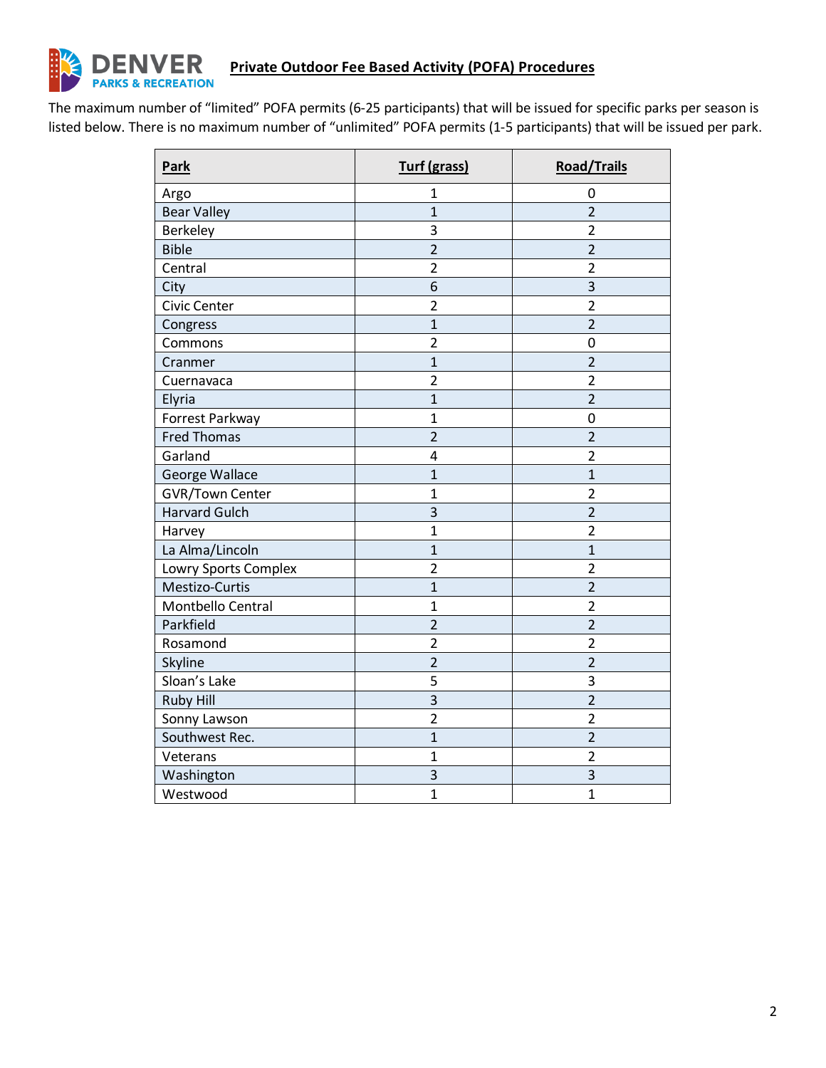## Private Outdoor Fee Based Activity (POFA) Procedures

The maximum number of “limited” POFA permits (6-25 participants) that will be issued for specific parks per season is listed below. There is no maximum number of “unlimited” POFA permits (1-5 participants) that will be issued per park.

| Park | Turf (grass) | Road/Trails |
|---|---|---|
| Argo | 1 | 0 |
| Bear Valley | 1 | 2 |
| Berkeley | 3 | 2 |
| Bible | 2 | 2 |
| Central | 2 | 2 |
| City | 6 | 3 |
| Civic Center | 2 | 2 |
| Congress | 1 | 2 |
| Commons | 2 | 0 |
| Cranmer | 1 | 2 |
| Cuernavaca | 2 | 2 |
| Elyria | 1 | 2 |
| Forrest Parkway | 1 | 0 |
| Fred Thomas | 2 | 2 |
| Garland | 4 | 2 |
| George Wallace | 1 | 1 |
| GVR/Town Center | 1 | 2 |
| Harvard Gulch | 3 | 2 |
| Harvey | 1 | 2 |
| La Alma/Lincoln | 1 | 1 |
| Lowry Sports Complex | 2 | 2 |
| Mestizo-Curtis | 1 | 2 |
| Montbello Central | 1 | 2 |
| Parkfield | 2 | 2 |
| Rosamond | 2 | 2 |
| Skyline | 2 | 2 |
| Sloan’s Lake | 5 | 3 |
| Ruby Hill | 3 | 2 |
| Sonny Lawson | 2 | 2 |
| Southwest Rec. | 1 | 2 |
| Veterans | 1 | 2 |
| Washington | 3 | 3 |
| Westwood | 1 | 1 |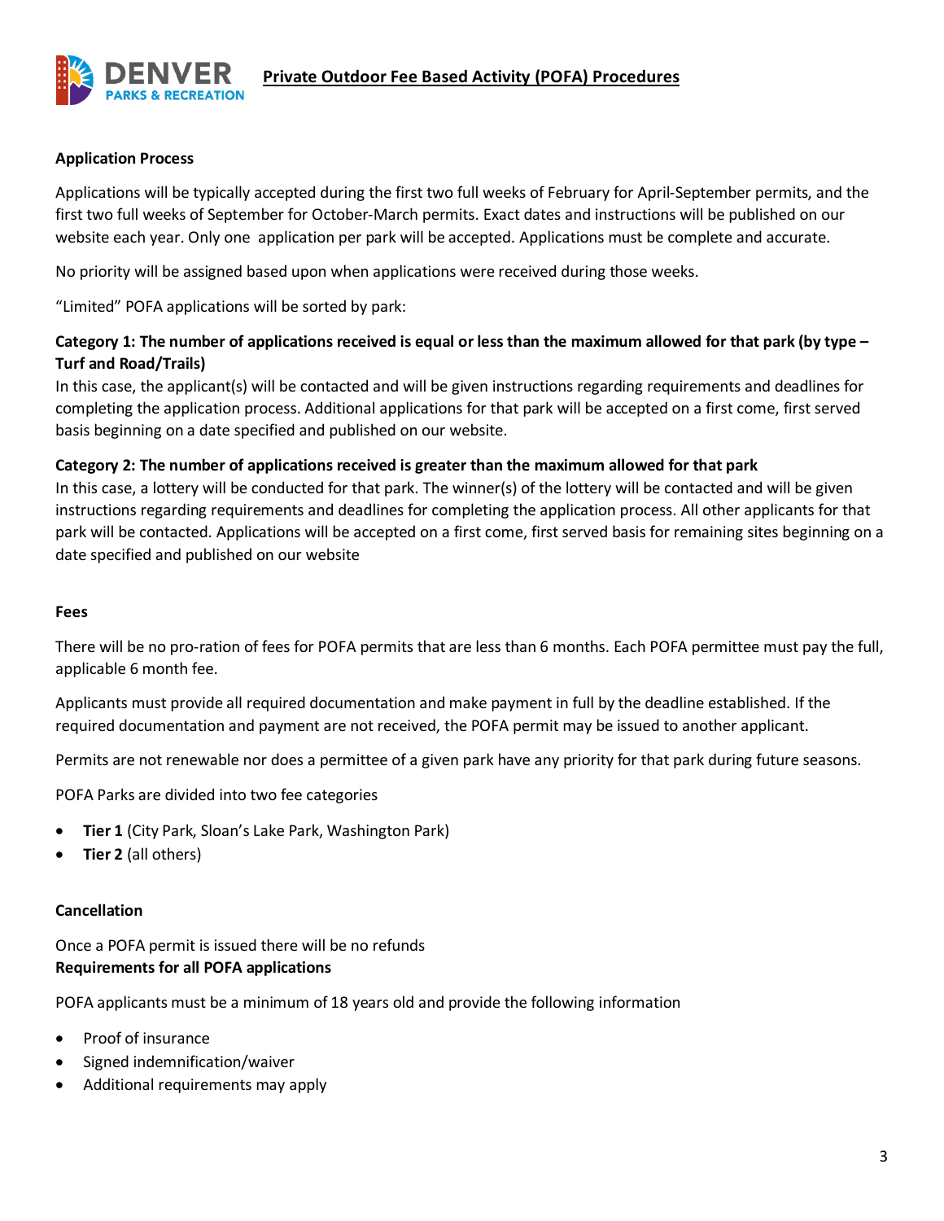# Private Outdoor Fee Based Activity (POFA) Procedures

**Application Process**

Applications will be typically accepted during the first two full weeks of February for April-September permits, and the first two full weeks of September for October-March permits. Exact dates and instructions will be published on our website each year. Only one application per park will be accepted. Applications must be complete and accurate.

No priority will be assigned based upon when applications were received during those weeks.

"Limited" POFA applications will be sorted by park:

**Category 1: The number of applications received is equal or less than the maximum allowed for that park (by type – Turf and Road/Trails)**

In this case, the applicant(s) will be contacted and will be given instructions regarding requirements and deadlines for completing the application process. Additional applications for that park will be accepted on a first come, first served basis beginning on a date specified and published on our website.

**Category 2: The number of applications received is greater than the maximum allowed for that park**

In this case, a lottery will be conducted for that park. The winner(s) of the lottery will be contacted and will be given instructions regarding requirements and deadlines for completing the application process. All other applicants for that park will be contacted. Applications will be accepted on a first come, first served basis for remaining sites beginning on a date specified and published on our website

**Fees**

There will be no pro-ration of fees for POFA permits that are less than 6 months. Each POFA permittee must pay the full, applicable 6 month fee.

Applicants must provide all required documentation and make payment in full by the deadline established. If the required documentation and payment are not received, the POFA permit may be issued to another applicant.

Permits are not renewable nor does a permittee of a given park have any priority for that park during future seasons.

POFA Parks are divided into two fee categories

- **Tier 1** (City Park, Sloan's Lake Park, Washington Park)
- **Tier 2** (all others)

**Cancellation**

Once a POFA permit is issued there will be no refunds

**Requirements for all POFA applications**

POFA applicants must be a minimum of 18 years old and provide the following information

- Proof of insurance
- Signed indemnification/waiver
- Additional requirements may apply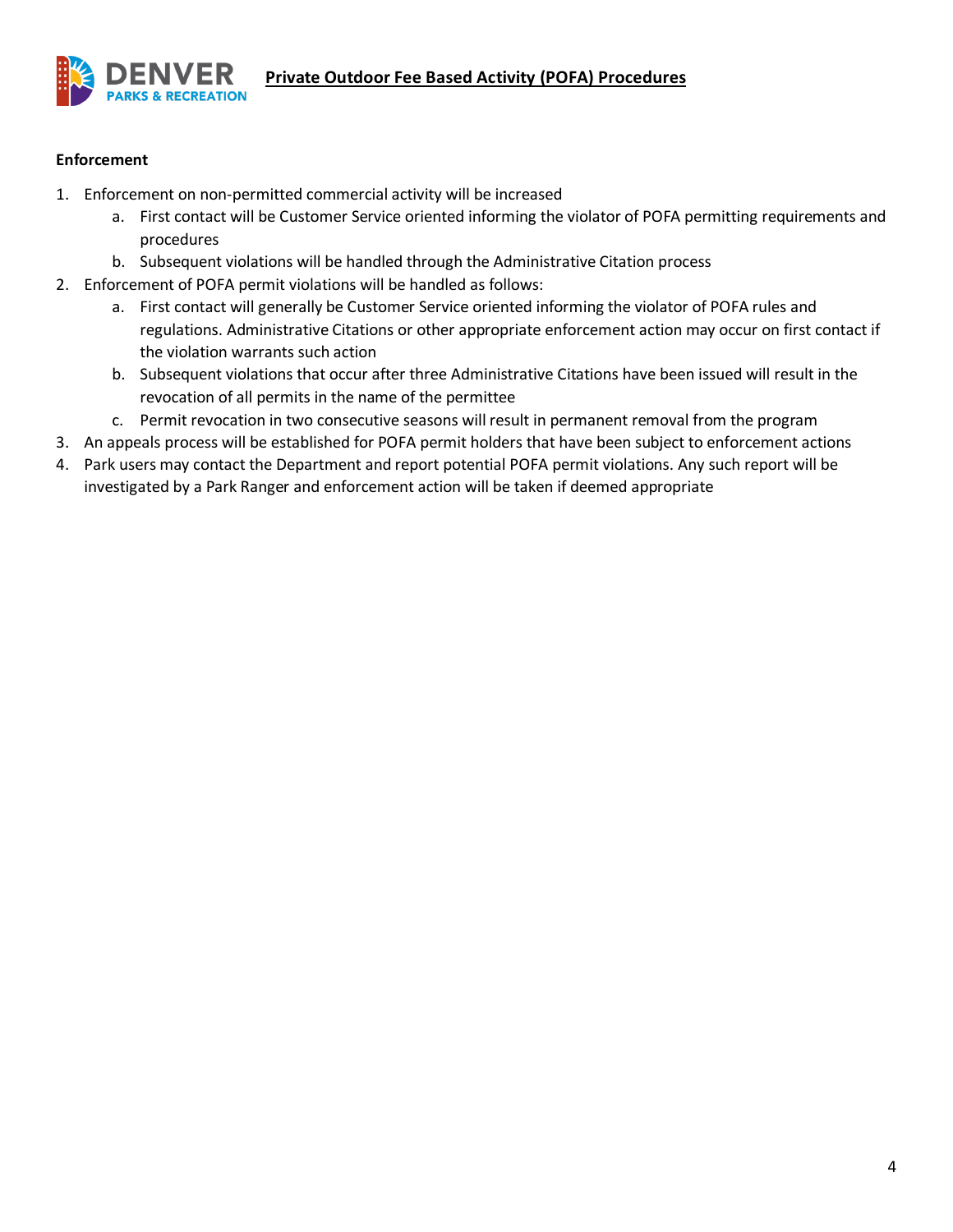### Enforcement

1. Enforcement on non-permitted commercial activity will be increased
   a. First contact will be Customer Service oriented informing the violator of POFA permitting requirements and procedures
   b. Subsequent violations will be handled through the Administrative Citation process
2. Enforcement of POFA permit violations will be handled as follows:
   a. First contact will generally be Customer Service oriented informing the violator of POFA rules and regulations. Administrative Citations or other appropriate enforcement action may occur on first contact if the violation warrants such action
   b. Subsequent violations that occur after three Administrative Citations have been issued will result in the revocation of all permits in the name of the permittee
   c. Permit revocation in two consecutive seasons will result in permanent removal from the program
3. An appeals process will be established for POFA permit holders that have been subject to enforcement actions
4. Park users may contact the Department and report potential POFA permit violations. Any such report will be investigated by a Park Ranger and enforcement action will be taken if deemed appropriate